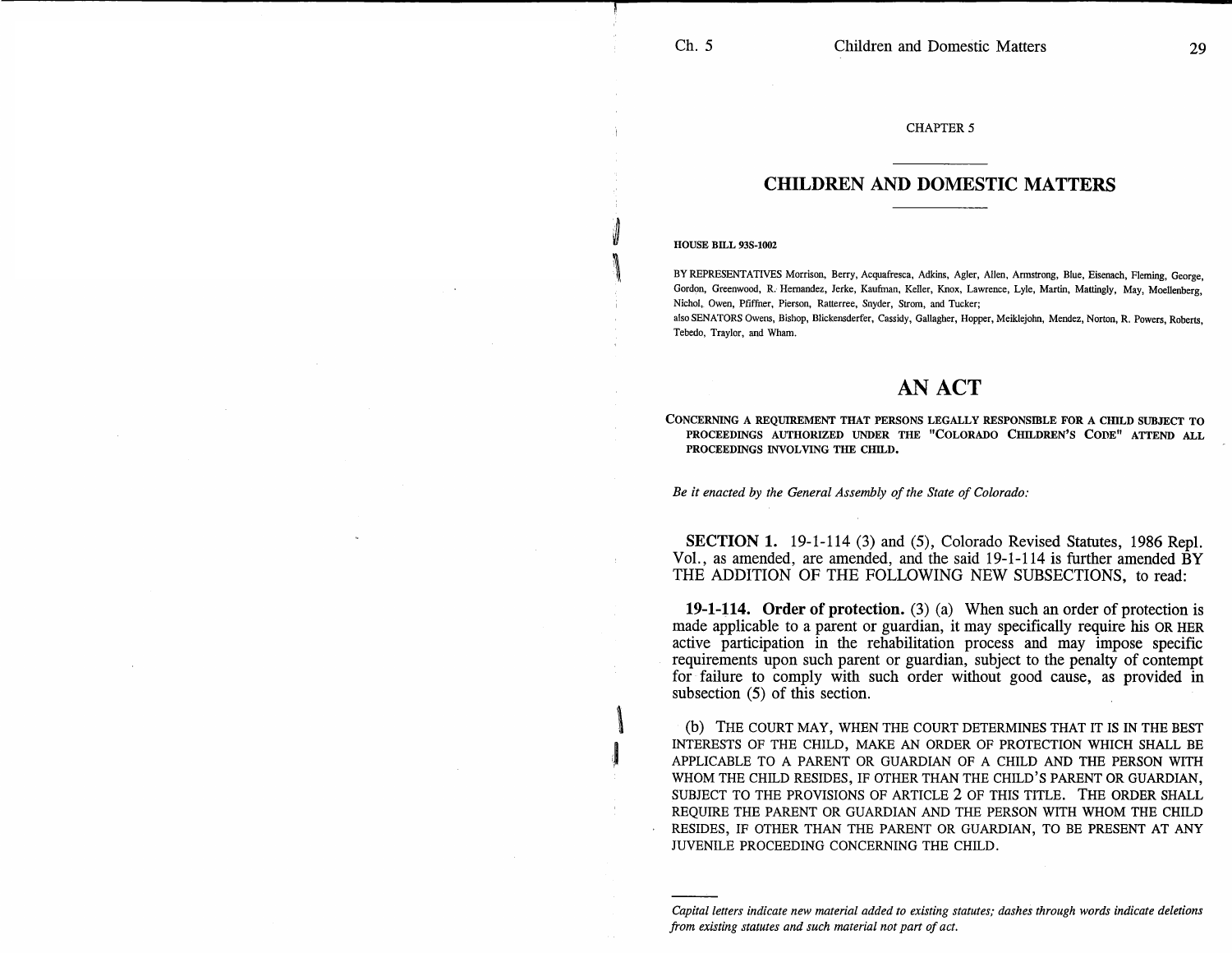CHAPTER 5

## CHILDREN AND DOMESTIC MATTERS

**HOUSE BILL 93S-1002**

BY REPRESENTATIVES Morrison, Berry, Acquafresca, Adkins, Agler, Allen, Armstrong, Blue, Eisenach, Fleming, George, Gordon, Greenwood, R. Hernandez, Jerke, Kaufman, Keller, Knox, Lawrence, Lyle, Martin, Mattingly, May, Moellenberg, Nichol, Owen, Pfiffner, Pierson, Ratterree, Snyder, Strom, and Tucker;
also SENATORS Owens, Bishop, Blickensderfer, Cassidy, Gallagher, Hopper, Meiklejohn, Mendez, Norton, R. Powers, Roberts, Tebedo, Traylor, and Wham.

# AN ACT

CONCERNING A REQUIREMENT THAT PERSONS LEGALLY RESPONSIBLE FOR A CHILD SUBJECT TO PROCEEDINGS AUTHORIZED UNDER THE "COLORADO CHILDREN'S CODE" ATTEND ALL PROCEEDINGS INVOLVING THE CHILD.

*Be it enacted by the General Assembly of the State of Colorado:*

**SECTION 1.** 19-1-114 (3) and (5), Colorado Revised Statutes, 1986 Repl. Vol., as amended, are amended, and the said 19-1-114 is further amended BY THE ADDITION OF THE FOLLOWING NEW SUBSECTIONS, to read:

**19-1-114. Order of protection.** (3) (a) When such an order of protection is made applicable to a parent or guardian, it may specifically require his OR HER active participation in the rehabilitation process and may impose specific requirements upon such parent or guardian, subject to the penalty of contempt for failure to comply with such order without good cause, as provided in subsection (5) of this section.

(b) THE COURT MAY, WHEN THE COURT DETERMINES THAT IT IS IN THE BEST INTERESTS OF THE CHILD, MAKE AN ORDER OF PROTECTION WHICH SHALL BE APPLICABLE TO A PARENT OR GUARDIAN OF A CHILD AND THE PERSON WITH WHOM THE CHILD RESIDES, IF OTHER THAN THE CHILD'S PARENT OR GUARDIAN, SUBJECT TO THE PROVISIONS OF ARTICLE 2 OF THIS TITLE. THE ORDER SHALL REQUIRE THE PARENT OR GUARDIAN AND THE PERSON WITH WHOM THE CHILD RESIDES, IF OTHER THAN THE PARENT OR GUARDIAN, TO BE PRESENT AT ANY JUVENILE PROCEEDING CONCERNING THE CHILD.

---

*Capital letters indicate new material added to existing statutes; dashes through words indicate deletions from existing statutes and such material not part of act.*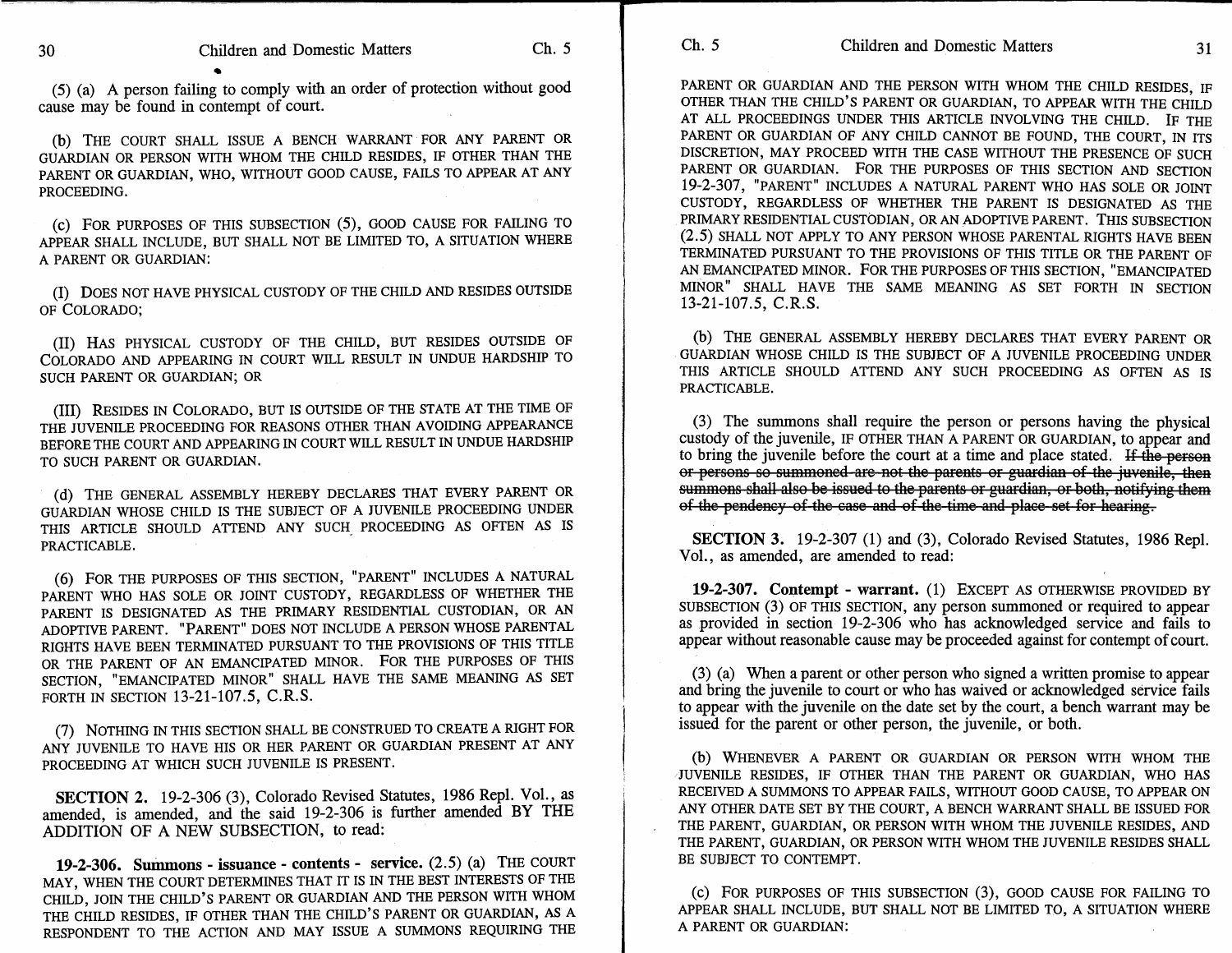(5) (a) A person failing to comply with an order of protection without good cause may be found in contempt of court.

(b) THE COURT SHALL ISSUE A BENCH WARRANT FOR ANY PARENT OR GUARDIAN OR PERSON WITH WHOM THE CHILD RESIDES, IF OTHER THAN THE PARENT OR GUARDIAN, WHO, WITHOUT GOOD CAUSE, FAILS TO APPEAR AT ANY PROCEEDING.

(c) FOR PURPOSES OF THIS SUBSECTION (5), GOOD CAUSE FOR FAILING TO APPEAR SHALL INCLUDE, BUT SHALL NOT BE LIMITED TO, A SITUATION WHERE A PARENT OR GUARDIAN:

(I) DOES NOT HAVE PHYSICAL CUSTODY OF THE CHILD AND RESIDES OUTSIDE OF COLORADO;

(II) HAS PHYSICAL CUSTODY OF THE CHILD, BUT RESIDES OUTSIDE OF COLORADO AND APPEARING IN COURT WILL RESULT IN UNDUE HARDSHIP TO SUCH PARENT OR GUARDIAN; OR

(III) RESIDES IN COLORADO, BUT IS OUTSIDE OF THE STATE AT THE TIME OF THE JUVENILE PROCEEDING FOR REASONS OTHER THAN AVOIDING APPEARANCE BEFORE THE COURT AND APPEARING IN COURT WILL RESULT IN UNDUE HARDSHIP TO SUCH PARENT OR GUARDIAN.

(d) THE GENERAL ASSEMBLY HEREBY DECLARES THAT EVERY PARENT OR GUARDIAN WHOSE CHILD IS THE SUBJECT OF A JUVENILE PROCEEDING UNDER THIS ARTICLE SHOULD ATTEND ANY SUCH PROCEEDING AS OFTEN AS IS PRACTICABLE.

(6) FOR THE PURPOSES OF THIS SECTION, "PARENT" INCLUDES A NATURAL PARENT WHO HAS SOLE OR JOINT CUSTODY, REGARDLESS OF WHETHER THE PARENT IS DESIGNATED AS THE PRIMARY RESIDENTIAL CUSTODIAN, OR AN ADOPTIVE PARENT. "PARENT" DOES NOT INCLUDE A PERSON WHOSE PARENTAL RIGHTS HAVE BEEN TERMINATED PURSUANT TO THE PROVISIONS OF THIS TITLE OR THE PARENT OF AN EMANCIPATED MINOR. FOR THE PURPOSES OF THIS SECTION, "EMANCIPATED MINOR" SHALL HAVE THE SAME MEANING AS SET FORTH IN SECTION 13-21-107.5, C.R.S.

(7) NOTHING IN THIS SECTION SHALL BE CONSTRUED TO CREATE A RIGHT FOR ANY JUVENILE TO HAVE HIS OR HER PARENT OR GUARDIAN PRESENT AT ANY PROCEEDING AT WHICH SUCH JUVENILE IS PRESENT.

**SECTION 2.** 19-2-306 (3), Colorado Revised Statutes, 1986 Repl. Vol., as amended, is amended, and the said 19-2-306 is further amended BY THE ADDITION OF A NEW SUBSECTION, to read:

**19-2-306. Summons - issuance - contents - service.** (2.5) (a) THE COURT MAY, WHEN THE COURT DETERMINES THAT IT IS IN THE BEST INTERESTS OF THE CHILD, JOIN THE CHILD'S PARENT OR GUARDIAN AND THE PERSON WITH WHOM THE CHILD RESIDES, IF OTHER THAN THE CHILD'S PARENT OR GUARDIAN, AS A RESPONDENT TO THE ACTION AND MAY ISSUE A SUMMONS REQUIRING THE PARENT OR GUARDIAN AND THE PERSON WITH WHOM THE CHILD RESIDES, IF OTHER THAN THE CHILD'S PARENT OR GUARDIAN, TO APPEAR WITH THE CHILD AT ALL PROCEEDINGS UNDER THIS ARTICLE INVOLVING THE CHILD. IF THE PARENT OR GUARDIAN OF ANY CHILD CANNOT BE FOUND, THE COURT, IN ITS DISCRETION, MAY PROCEED WITH THE CASE WITHOUT THE PRESENCE OF SUCH PARENT OR GUARDIAN. FOR THE PURPOSES OF THIS SECTION AND SECTION 19-2-307, "PARENT" INCLUDES A NATURAL PARENT WHO HAS SOLE OR JOINT CUSTODY, REGARDLESS OF WHETHER THE PARENT IS DESIGNATED AS THE PRIMARY RESIDENTIAL CUSTODIAN, OR AN ADOPTIVE PARENT. THIS SUBSECTION (2.5) SHALL NOT APPLY TO ANY PERSON WHOSE PARENTAL RIGHTS HAVE BEEN TERMINATED PURSUANT TO THE PROVISIONS OF THIS TITLE OR THE PARENT OF AN EMANCIPATED MINOR. FOR THE PURPOSES OF THIS SECTION, "EMANCIPATED MINOR" SHALL HAVE THE SAME MEANING AS SET FORTH IN SECTION 13-21-107.5, C.R.S.

(b) THE GENERAL ASSEMBLY HEREBY DECLARES THAT EVERY PARENT OR GUARDIAN WHOSE CHILD IS THE SUBJECT OF A JUVENILE PROCEEDING UNDER THIS ARTICLE SHOULD ATTEND ANY SUCH PROCEEDING AS OFTEN AS IS PRACTICABLE.

(3) The summons shall require the person or persons having the physical custody of the juvenile, IF OTHER THAN A PARENT OR GUARDIAN, to appear and to bring the juvenile before the court at a time and place stated. ~~If the person or persons so summoned are not the parents or guardian of the juvenile, then summons shall also be issued to the parents or guardian, or both, notifying them of the pendency of the case and of the time and place set for hearing.~~

**SECTION 3.** 19-2-307 (1) and (3), Colorado Revised Statutes, 1986 Repl. Vol., as amended, are amended to read:

**19-2-307. Contempt - warrant.** (1) EXCEPT AS OTHERWISE PROVIDED BY SUBSECTION (3) OF THIS SECTION, any person summoned or required to appear as provided in section 19-2-306 who has acknowledged service and fails to appear without reasonable cause may be proceeded against for contempt of court.

(3) (a) When a parent or other person who signed a written promise to appear and bring the juvenile to court or who has waived or acknowledged service fails to appear with the juvenile on the date set by the court, a bench warrant may be issued for the parent or other person, the juvenile, or both.

(b) WHENEVER A PARENT OR GUARDIAN OR PERSON WITH WHOM THE JUVENILE RESIDES, IF OTHER THAN THE PARENT OR GUARDIAN, WHO HAS RECEIVED A SUMMONS TO APPEAR FAILS, WITHOUT GOOD CAUSE, TO APPEAR ON ANY OTHER DATE SET BY THE COURT, A BENCH WARRANT SHALL BE ISSUED FOR THE PARENT, GUARDIAN, OR PERSON WITH WHOM THE JUVENILE RESIDES, AND THE PARENT, GUARDIAN, OR PERSON WITH WHOM THE JUVENILE RESIDES SHALL BE SUBJECT TO CONTEMPT.

(c) FOR PURPOSES OF THIS SUBSECTION (3), GOOD CAUSE FOR FAILING TO APPEAR SHALL INCLUDE, BUT SHALL NOT BE LIMITED TO, A SITUATION WHERE A PARENT OR GUARDIAN: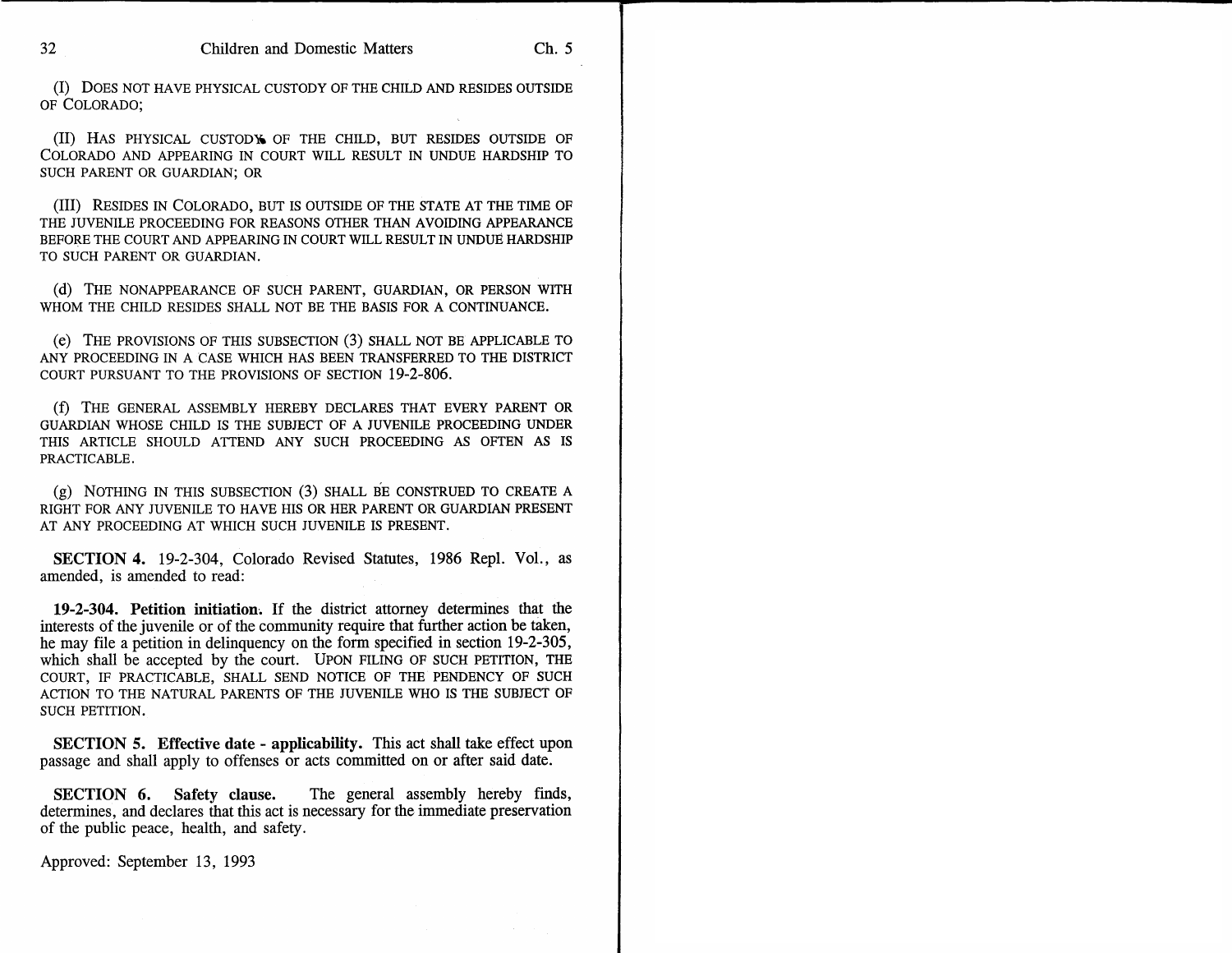(I) DOES NOT HAVE PHYSICAL CUSTODY OF THE CHILD AND RESIDES OUTSIDE OF COLORADO;

(II) HAS PHYSICAL CUSTODY OF THE CHILD, BUT RESIDES OUTSIDE OF COLORADO AND APPEARING IN COURT WILL RESULT IN UNDUE HARDSHIP TO SUCH PARENT OR GUARDIAN; OR

(III) RESIDES IN COLORADO, BUT IS OUTSIDE OF THE STATE AT THE TIME OF THE JUVENILE PROCEEDING FOR REASONS OTHER THAN AVOIDING APPEARANCE BEFORE THE COURT AND APPEARING IN COURT WILL RESULT IN UNDUE HARDSHIP TO SUCH PARENT OR GUARDIAN.

(d) THE NONAPPEARANCE OF SUCH PARENT, GUARDIAN, OR PERSON WITH WHOM THE CHILD RESIDES SHALL NOT BE THE BASIS FOR A CONTINUANCE.

(e) THE PROVISIONS OF THIS SUBSECTION (3) SHALL NOT BE APPLICABLE TO ANY PROCEEDING IN A CASE WHICH HAS BEEN TRANSFERRED TO THE DISTRICT COURT PURSUANT TO THE PROVISIONS OF SECTION 19-2-806.

(f) THE GENERAL ASSEMBLY HEREBY DECLARES THAT EVERY PARENT OR GUARDIAN WHOSE CHILD IS THE SUBJECT OF A JUVENILE PROCEEDING UNDER THIS ARTICLE SHOULD ATTEND ANY SUCH PROCEEDING AS OFTEN AS IS PRACTICABLE.

(g) NOTHING IN THIS SUBSECTION (3) SHALL BE CONSTRUED TO CREATE A RIGHT FOR ANY JUVENILE TO HAVE HIS OR HER PARENT OR GUARDIAN PRESENT AT ANY PROCEEDING AT WHICH SUCH JUVENILE IS PRESENT.

**SECTION 4.** 19-2-304, Colorado Revised Statutes, 1986 Repl. Vol., as amended, is amended to read:

**19-2-304. Petition initiation.** If the district attorney determines that the interests of the juvenile or of the community require that further action be taken, he may file a petition in delinquency on the form specified in section 19-2-305, which shall be accepted by the court. UPON FILING OF SUCH PETITION, THE COURT, IF PRACTICABLE, SHALL SEND NOTICE OF THE PENDENCY OF SUCH ACTION TO THE NATURAL PARENTS OF THE JUVENILE WHO IS THE SUBJECT OF SUCH PETITION.

**SECTION 5. Effective date - applicability.** This act shall take effect upon passage and shall apply to offenses or acts committed on or after said date.

**SECTION 6. Safety clause.** The general assembly hereby finds, determines, and declares that this act is necessary for the immediate preservation of the public peace, health, and safety.

Approved: September 13, 1993